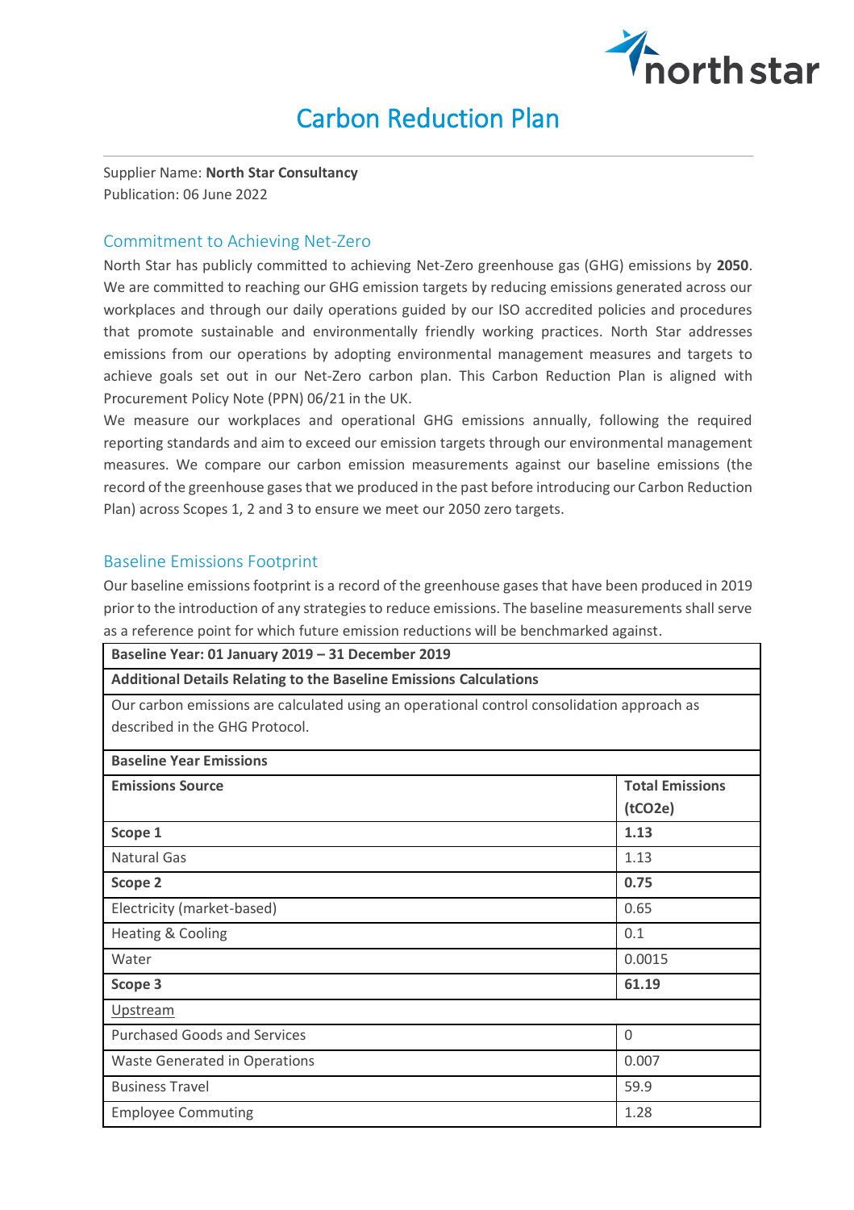# Carbon Reduction Plan

Supplier Name: **North Star Consultancy**
Publication: 06 June 2022

## Commitment to Achieving Net-Zero

North Star has publicly committed to achieving Net-Zero greenhouse gas (GHG) emissions by **2050**. We are committed to reaching our GHG emission targets by reducing emissions generated across our workplaces and through our daily operations guided by our ISO accredited policies and procedures that promote sustainable and environmentally friendly working practices. North Star addresses emissions from our operations by adopting environmental management measures and targets to achieve goals set out in our Net-Zero carbon plan. This Carbon Reduction Plan is aligned with Procurement Policy Note (PPN) 06/21 in the UK.

We measure our workplaces and operational GHG emissions annually, following the required reporting standards and aim to exceed our emission targets through our environmental management measures. We compare our carbon emission measurements against our baseline emissions (the record of the greenhouse gases that we produced in the past before introducing our Carbon Reduction Plan) across Scopes 1, 2 and 3 to ensure we meet our 2050 zero targets.

## Baseline Emissions Footprint

Our baseline emissions footprint is a record of the greenhouse gases that have been produced in 2019 prior to the introduction of any strategies to reduce emissions. The baseline measurements shall serve as a reference point for which future emission reductions will be benchmarked against.

| **Baseline Year: 01 January 2019 – 31 December 2019** | |
|---|---|
| **Additional Details Relating to the Baseline Emissions Calculations** | |
| Our carbon emissions are calculated using an operational control consolidation approach as described in the GHG Protocol. | |
| **Baseline Year Emissions** | |
| **Emissions Source** | **Total Emissions ($tCO_2e$)** |
| **Scope 1** | **1.13** |
| Natural Gas | 1.13 |
| **Scope 2** | **0.75** |
| Electricity (market-based) | 0.65 |
| Heating & Cooling | 0.1 |
| Water | 0.0015 |
| **Scope 3** | **61.19** |
| Upstream | |
| Purchased Goods and Services | 0 |
| Waste Generated in Operations | 0.007 |
| Business Travel | 59.9 |
| Employee Commuting | 1.28 |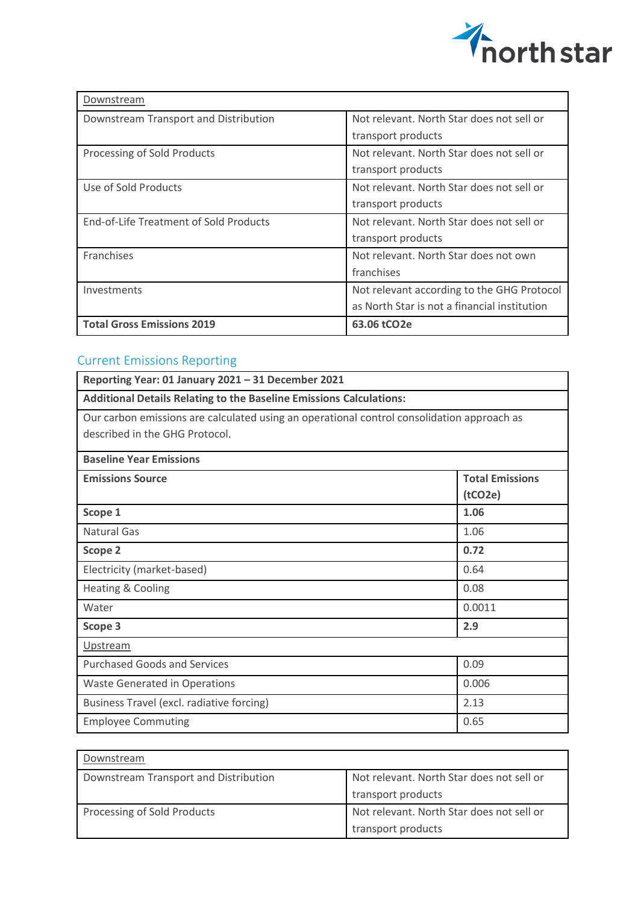| Downstream | |
|---|---|
| Downstream Transport and Distribution | Not relevant. North Star does not sell or transport products |
| Processing of Sold Products | Not relevant. North Star does not sell or transport products |
| Use of Sold Products | Not relevant. North Star does not sell or transport products |
| End-of-Life Treatment of Sold Products | Not relevant. North Star does not sell or transport products |
| Franchises | Not relevant. North Star does not own franchises |
| Investments | Not relevant according to the GHG Protocol as North Star is not a financial institution |
| **Total Gross Emissions 2019** | **63.06 tCO2e** |

## Current Emissions Reporting

| **Reporting Year: 01 January 2021 – 31 December 2021** | |
|---|---|
| **Additional Details Relating to the Baseline Emissions Calculations:** | |
| Our carbon emissions are calculated using an operational control consolidation approach as described in the GHG Protocol. | |
| **Baseline Year Emissions** | |
| **Emissions Source** | **Total Emissions (tCO2e)** |
| **Scope 1** | **1.06** |
| Natural Gas | 1.06 |
| **Scope 2** | **0.72** |
| Electricity (market-based) | 0.64 |
| Heating & Cooling | 0.08 |
| Water | 0.0011 |
| **Scope 3** | **2.9** |
| Upstream | |
| Purchased Goods and Services | 0.09 |
| Waste Generated in Operations | 0.006 |
| Business Travel (excl. radiative forcing) | 2.13 |
| Employee Commuting | 0.65 |

| Downstream | |
|---|---|
| Downstream Transport and Distribution | Not relevant. North Star does not sell or transport products |
| Processing of Sold Products | Not relevant. North Star does not sell or transport products |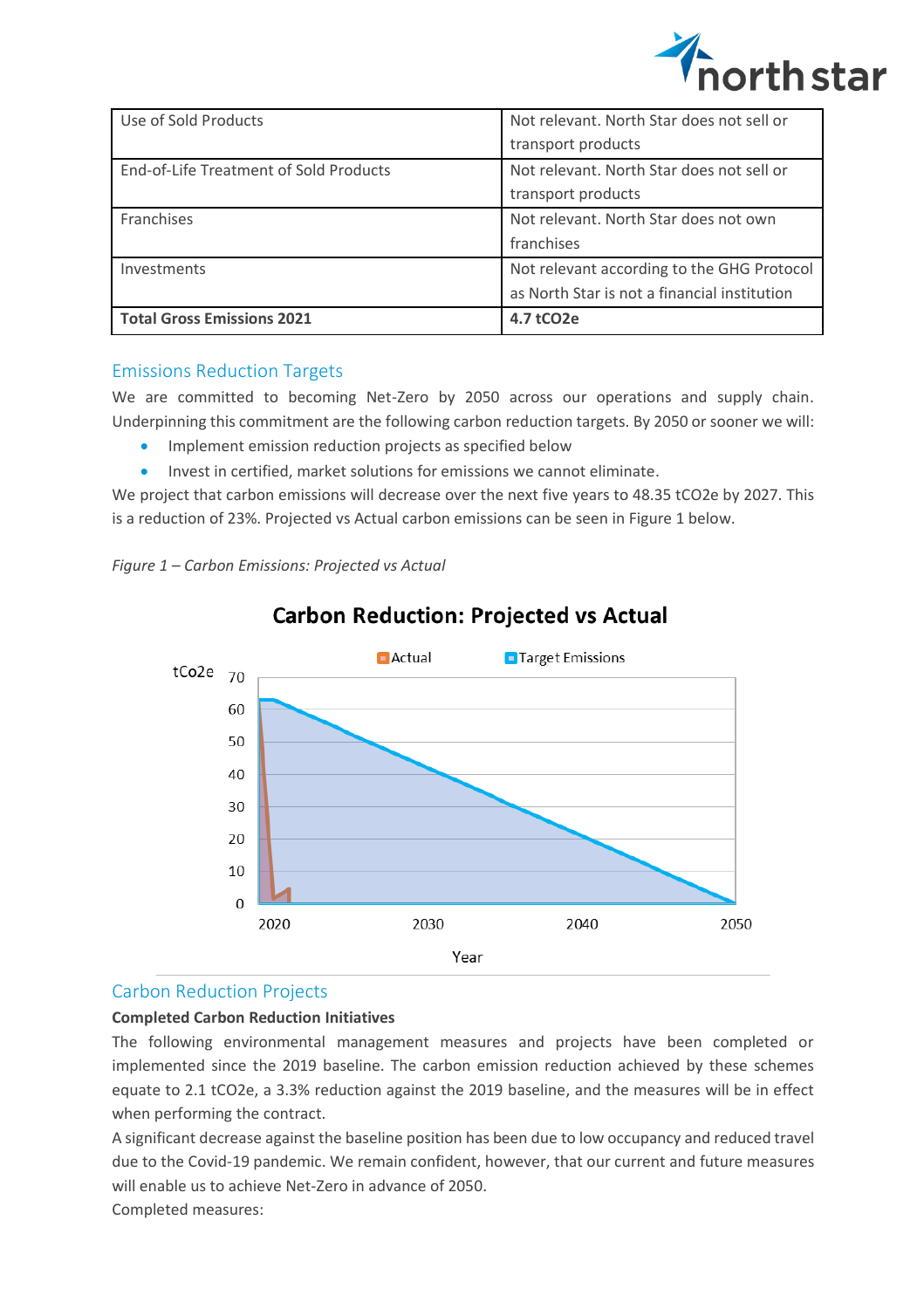| Use of Sold Products | Not relevant. North Star does not sell or transport products |
|---|---|
| End-of-Life Treatment of Sold Products | Not relevant. North Star does not sell or transport products |
| Franchises | Not relevant. North Star does not own franchises |
| Investments | Not relevant according to the GHG Protocol as North Star is not a financial institution |
| **Total Gross Emissions 2021** | **4.7 tCO2e** |

## Emissions Reduction Targets

We are committed to becoming Net-Zero by 2050 across our operations and supply chain. Underpinning this commitment are the following carbon reduction targets. By 2050 or sooner we will:

- Implement emission reduction projects as specified below
- Invest in certified, market solutions for emissions we cannot eliminate.

We project that carbon emissions will decrease over the next five years to 48.35 tCO2e by 2027. This is a reduction of 23%. Projected vs Actual carbon emissions can be seen in Figure 1 below.

*Figure 1 – Carbon Emissions: Projected vs Actual*

**Carbon Reduction: Projected vs Actual**

## Carbon Reduction Projects

**Completed Carbon Reduction Initiatives**

The following environmental management measures and projects have been completed or implemented since the 2019 baseline. The carbon emission reduction achieved by these schemes equate to 2.1 tCO2e, a 3.3% reduction against the 2019 baseline, and the measures will be in effect when performing the contract.

A significant decrease against the baseline position has been due to low occupancy and reduced travel due to the Covid-19 pandemic. We remain confident, however, that our current and future measures will enable us to achieve Net-Zero in advance of 2050.

Completed measures: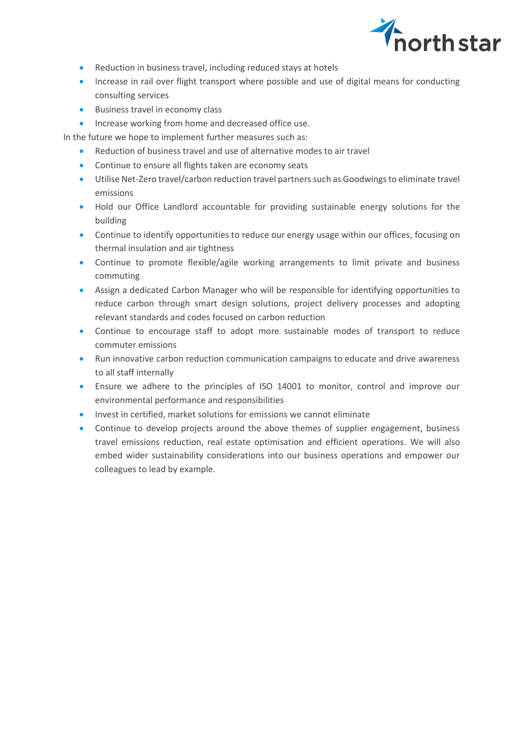- Reduction in business travel, including reduced stays at hotels
- Increase in rail over flight transport where possible and use of digital means for conducting consulting services
- Business travel in economy class
- Increase working from home and decreased office use.

In the future we hope to implement further measures such as:

- Reduction of business travel and use of alternative modes to air travel
- Continue to ensure all flights taken are economy seats
- Utilise Net-Zero travel/carbon reduction travel partners such as Goodwings to eliminate travel emissions
- Hold our Office Landlord accountable for providing sustainable energy solutions for the building
- Continue to identify opportunities to reduce our energy usage within our offices, focusing on thermal insulation and air tightness
- Continue to promote flexible/agile working arrangements to limit private and business commuting
- Assign a dedicated Carbon Manager who will be responsible for identifying opportunities to reduce carbon through smart design solutions, project delivery processes and adopting relevant standards and codes focused on carbon reduction
- Continue to encourage staff to adopt more sustainable modes of transport to reduce commuter emissions
- Run innovative carbon reduction communication campaigns to educate and drive awareness to all staff internally
- Ensure we adhere to the principles of ISO 14001 to monitor, control and improve our environmental performance and responsibilities
- Invest in certified, market solutions for emissions we cannot eliminate
- Continue to develop projects around the above themes of supplier engagement, business travel emissions reduction, real estate optimisation and efficient operations. We will also embed wider sustainability considerations into our business operations and empower our colleagues to lead by example.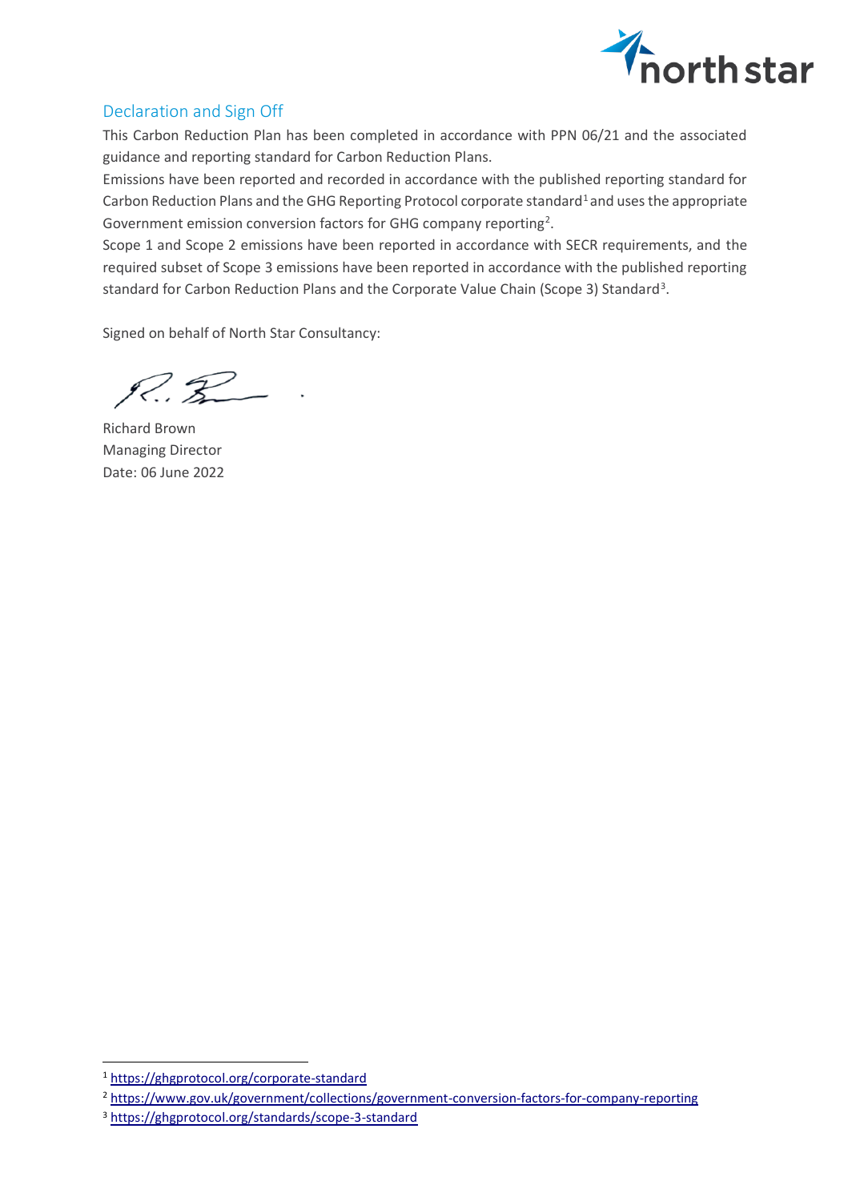## Declaration and Sign Off

This Carbon Reduction Plan has been completed in accordance with PPN 06/21 and the associated guidance and reporting standard for Carbon Reduction Plans.

Emissions have been reported and recorded in accordance with the published reporting standard for Carbon Reduction Plans and the GHG Reporting Protocol corporate standard[1] and uses the appropriate Government emission conversion factors for GHG company reporting[2].

Scope 1 and Scope 2 emissions have been reported in accordance with SECR requirements, and the required subset of Scope 3 emissions have been reported in accordance with the published reporting standard for Carbon Reduction Plans and the Corporate Value Chain (Scope 3) Standard[3].

Signed on behalf of North Star Consultancy:

Richard Brown
Managing Director
Date: 06 June 2022

---

[1] https://ghgprotocol.org/corporate-standard

[2] https://www.gov.uk/government/collections/government-conversion-factors-for-company-reporting

[3] https://ghgprotocol.org/standards/scope-3-standard